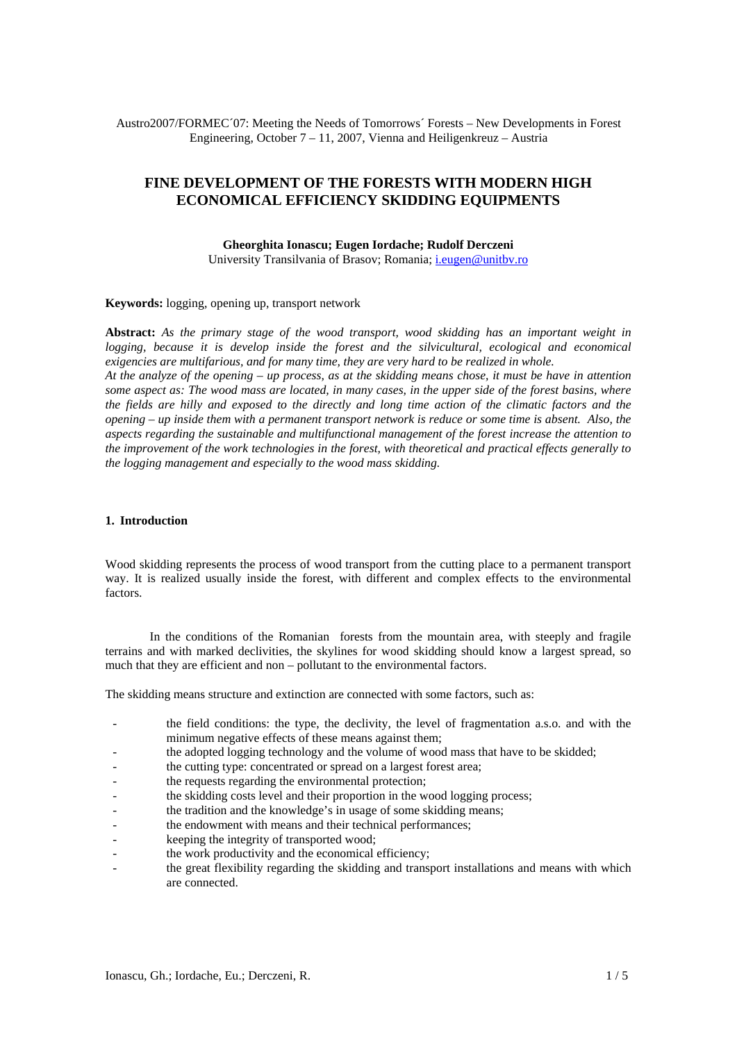Austro2007/FORMEC´07: Meeting the Needs of Tomorrows´ Forests – New Developments in Forest Engineering, October 7 – 11, 2007, Vienna and Heiligenkreuz – Austria

# FINE DEVELOPMENT OF THE FORESTS WITH MODERN HIGH ECONOMICAL EFFICIENCY SKIDDING EQUIPMENTS

**Gheorghita Ionascu; Eugen Iordache; Rudolf Derczeni**

University Transilvania of Brasov; Romania; i.eugen@unitbv.ro

**Keywords:** logging, opening up, transport network

**Abstract:** *As the primary stage of the wood transport, wood skidding has an important weight in logging, because it is develop inside the forest and the silvicultural, ecological and economical exigencies are multifarious, and for many time, they are very hard to be realized in whole.*

*At the analyze of the opening – up process, as at the skidding means chose, it must be have in attention some aspect as: The wood mass are located, in many cases, in the upper side of the forest basins, where the fields are hilly and exposed to the directly and long time action of the climatic factors and the opening – up inside them with a permanent transport network is reduce or some time is absent. Also, the aspects regarding the sustainable and multifunctional management of the forest increase the attention to the improvement of the work technologies in the forest, with theoretical and practical effects generally to the logging management and especially to the wood mass skidding.*

## 1. Introduction

Wood skidding represents the process of wood transport from the cutting place to a permanent transport way. It is realized usually inside the forest, with different and complex effects to the environmental factors.

In the conditions of the Romanian forests from the mountain area, with steeply and fragile terrains and with marked declivities, the skylines for wood skidding should know a largest spread, so much that they are efficient and non – pollutant to the environmental factors.

The skidding means structure and extinction are connected with some factors, such as:

- the field conditions: the type, the declivity, the level of fragmentation a.s.o. and with the minimum negative effects of these means against them;
- the adopted logging technology and the volume of wood mass that have to be skidded;
- the cutting type: concentrated or spread on a largest forest area;
- the requests regarding the environmental protection;
- the skidding costs level and their proportion in the wood logging process;
- the tradition and the knowledge's in usage of some skidding means;
- the endowment with means and their technical performances;
- keeping the integrity of transported wood;
- the work productivity and the economical efficiency;
- the great flexibility regarding the skidding and transport installations and means with which are connected.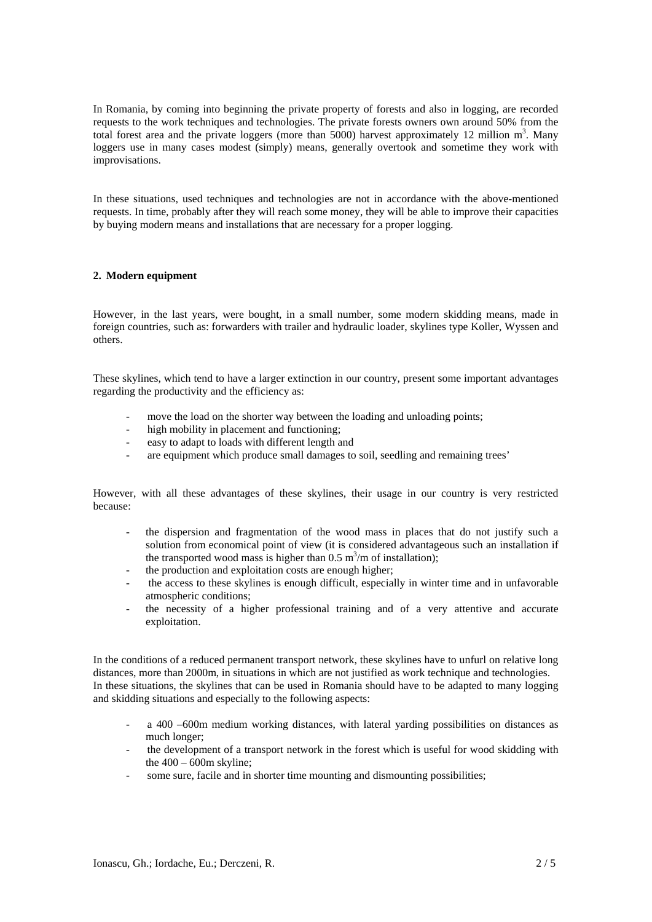In Romania, by coming into beginning the private property of forests and also in logging, are recorded requests to the work techniques and technologies. The private forests owners own around 50% from the total forest area and the private loggers (more than 5000) harvest approximately 12 million $m^3$. Many loggers use in many cases modest (simply) means, generally overtook and sometime they work with improvisations.

In these situations, used techniques and technologies are not in accordance with the above-mentioned requests. In time, probably after they will reach some money, they will be able to improve their capacities by buying modern means and installations that are necessary for a proper logging.

## 2. Modern equipment

However, in the last years, were bought, in a small number, some modern skidding means, made in foreign countries, such as: forwarders with trailer and hydraulic loader, skylines type Koller, Wyssen and others.

These skylines, which tend to have a larger extinction in our country, present some important advantages regarding the productivity and the efficiency as:

- move the load on the shorter way between the loading and unloading points;
- high mobility in placement and functioning;
- easy to adapt to loads with different length and
- are equipment which produce small damages to soil, seedling and remaining trees'

However, with all these advantages of these skylines, their usage in our country is very restricted because:

- the dispersion and fragmentation of the wood mass in places that do not justify such a solution from economical point of view (it is considered advantageous such an installation if the transported wood mass is higher than 0.5 $m^3$/m of installation);
- the production and exploitation costs are enough higher;
- the access to these skylines is enough difficult, especially in winter time and in unfavorable atmospheric conditions;
- the necessity of a higher professional training and of a very attentive and accurate exploitation.

In the conditions of a reduced permanent transport network, these skylines have to unfurl on relative long distances, more than 2000m, in situations in which are not justified as work technique and technologies. In these situations, the skylines that can be used in Romania should have to be adapted to many logging and skidding situations and especially to the following aspects:

- a 400 –600m medium working distances, with lateral yarding possibilities on distances as much longer;
- the development of a transport network in the forest which is useful for wood skidding with the 400 – 600m skyline;
- some sure, facile and in shorter time mounting and dismounting possibilities;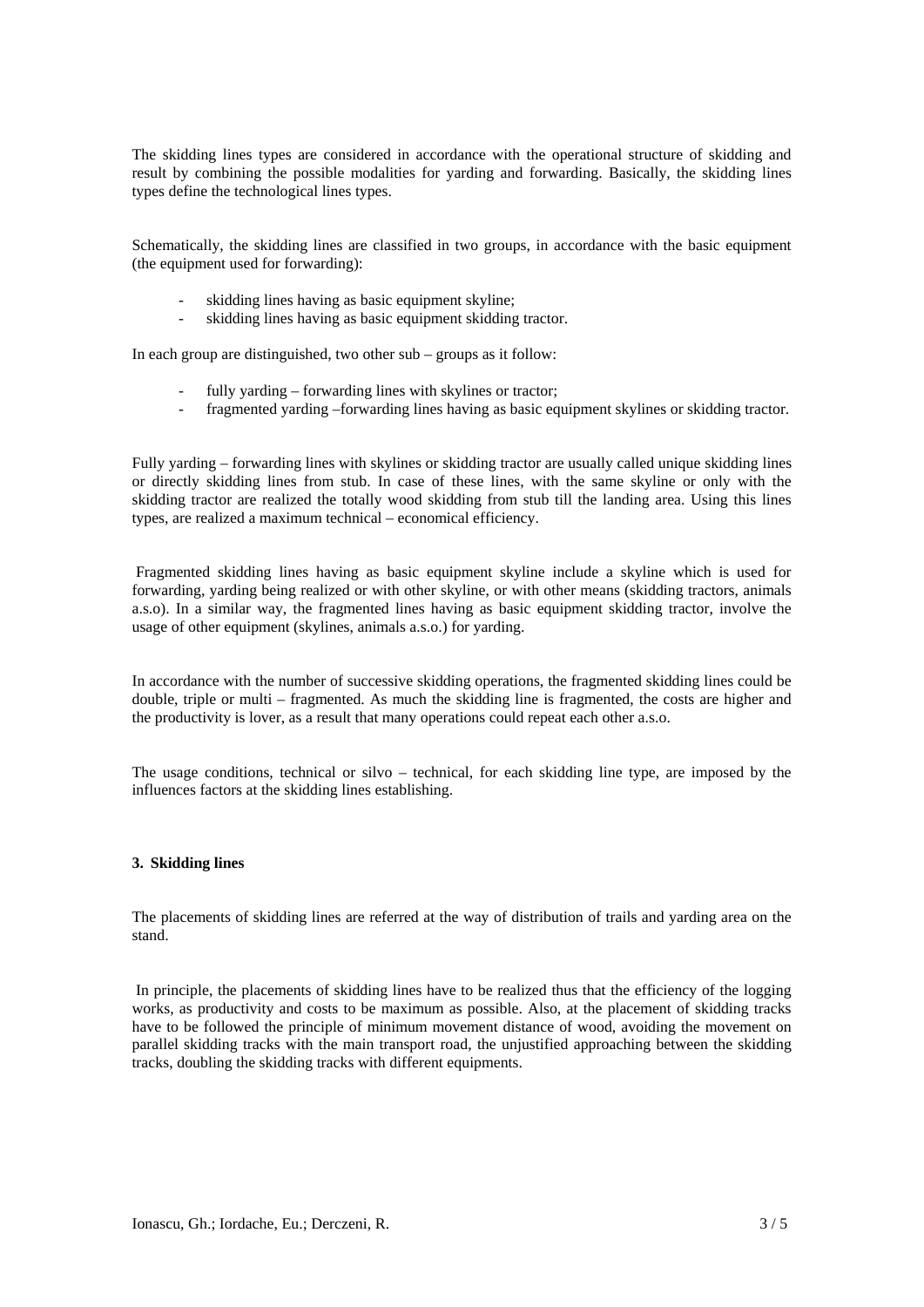The skidding lines types are considered in accordance with the operational structure of skidding and result by combining the possible modalities for yarding and forwarding. Basically, the skidding lines types define the technological lines types.

Schematically, the skidding lines are classified in two groups, in accordance with the basic equipment (the equipment used for forwarding):

- skidding lines having as basic equipment skyline;
- skidding lines having as basic equipment skidding tractor.

In each group are distinguished, two other sub – groups as it follow:

- fully yarding – forwarding lines with skylines or tractor;
- fragmented yarding –forwarding lines having as basic equipment skylines or skidding tractor.

Fully yarding – forwarding lines with skylines or skidding tractor are usually called unique skidding lines or directly skidding lines from stub. In case of these lines, with the same skyline or only with the skidding tractor are realized the totally wood skidding from stub till the landing area. Using this lines types, are realized a maximum technical – economical efficiency.

Fragmented skidding lines having as basic equipment skyline include a skyline which is used for forwarding, yarding being realized or with other skyline, or with other means (skidding tractors, animals a.s.o). In a similar way, the fragmented lines having as basic equipment skidding tractor, involve the usage of other equipment (skylines, animals a.s.o.) for yarding.

In accordance with the number of successive skidding operations, the fragmented skidding lines could be double, triple or multi – fragmented. As much the skidding line is fragmented, the costs are higher and the productivity is lover, as a result that many operations could repeat each other a.s.o.

The usage conditions, technical or silvo – technical, for each skidding line type, are imposed by the influences factors at the skidding lines establishing.

### 3. Skidding lines

The placements of skidding lines are referred at the way of distribution of trails and yarding area on the stand.

In principle, the placements of skidding lines have to be realized thus that the efficiency of the logging works, as productivity and costs to be maximum as possible. Also, at the placement of skidding tracks have to be followed the principle of minimum movement distance of wood, avoiding the movement on parallel skidding tracks with the main transport road, the unjustified approaching between the skidding tracks, doubling the skidding tracks with different equipments.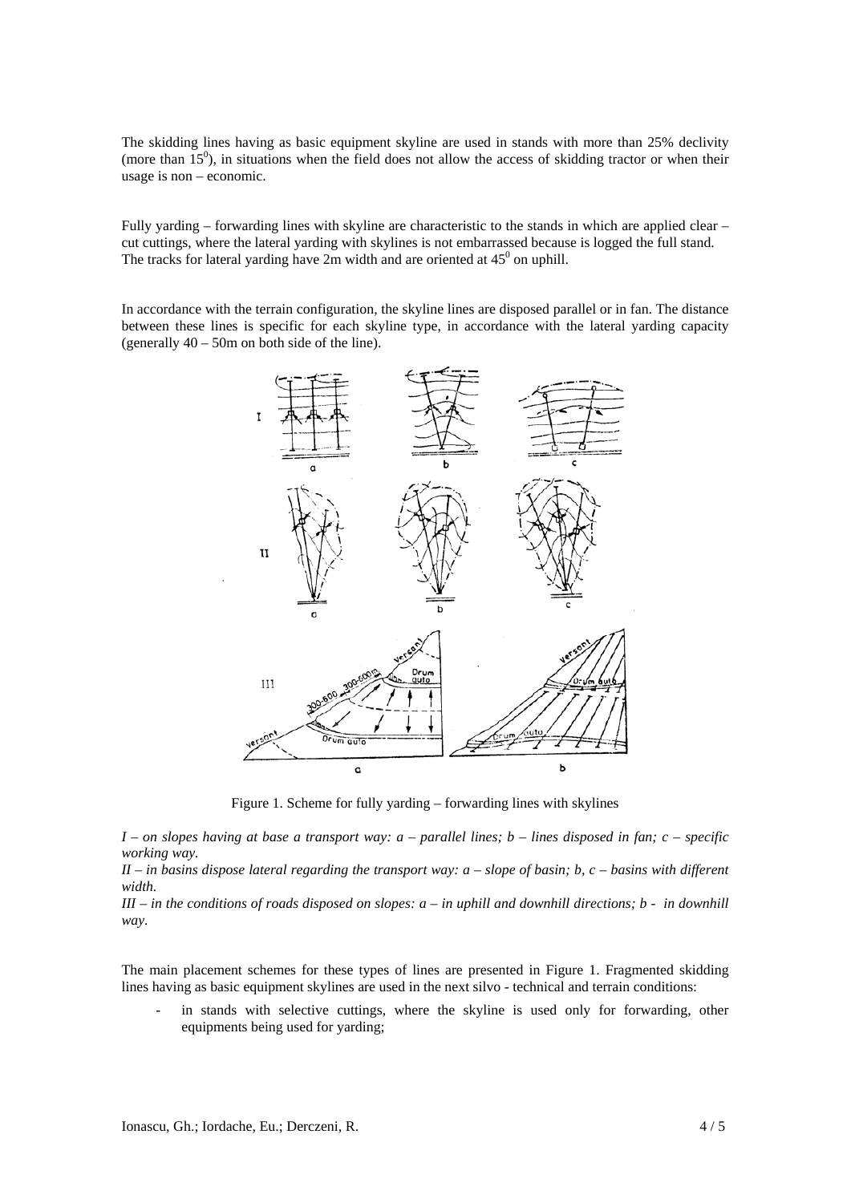The skidding lines having as basic equipment skyline are used in stands with more than 25% declivity (more than $15^0$), in situations when the field does not allow the access of skidding tractor or when their usage is non – economic.

Fully yarding – forwarding lines with skyline are characteristic to the stands in which are applied clear – cut cuttings, where the lateral yarding with skylines is not embarrassed because is logged the full stand. The tracks for lateral yarding have 2m width and are oriented at $45^0$ on uphill.

In accordance with the terrain configuration, the skyline lines are disposed parallel or in fan. The distance between these lines is specific for each skyline type, in accordance with the lateral yarding capacity (generally 40 – 50m on both side of the line).

Figure 1. Scheme for fully yarding – forwarding lines with skylines

*I – on slopes having at base a transport way: a – parallel lines; b – lines disposed in fan; c – specific working way.*
*II – in basins dispose lateral regarding the transport way: a – slope of basin; b, c – basins with different width.*
*III – in the conditions of roads disposed on slopes: a – in uphill and downhill directions; b - in downhill way.*

The main placement schemes for these types of lines are presented in Figure 1. Fragmented skidding lines having as basic equipment skylines are used in the next silvo - technical and terrain conditions:

- in stands with selective cuttings, where the skyline is used only for forwarding, other equipments being used for yarding;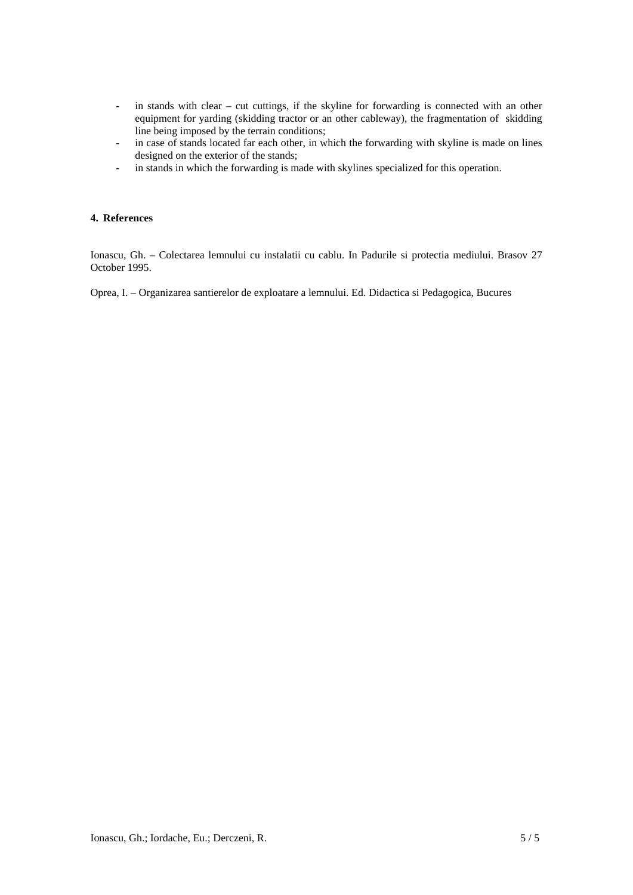- in stands with clear – cut cuttings, if the skyline for forwarding is connected with an other equipment for yarding (skidding tractor or an other cableway), the fragmentation of skidding line being imposed by the terrain conditions;
- in case of stands located far each other, in which the forwarding with skyline is made on lines designed on the exterior of the stands;
- in stands in which the forwarding is made with skylines specialized for this operation.

#### 4. References

Ionascu, Gh. – Colectarea lemnului cu instalatii cu cablu. In Padurile si protectia mediului. Brasov 27 October 1995.

Oprea, I. – Organizarea santierelor de exploatare a lemnului. Ed. Didactica si Pedagogica, Bucures